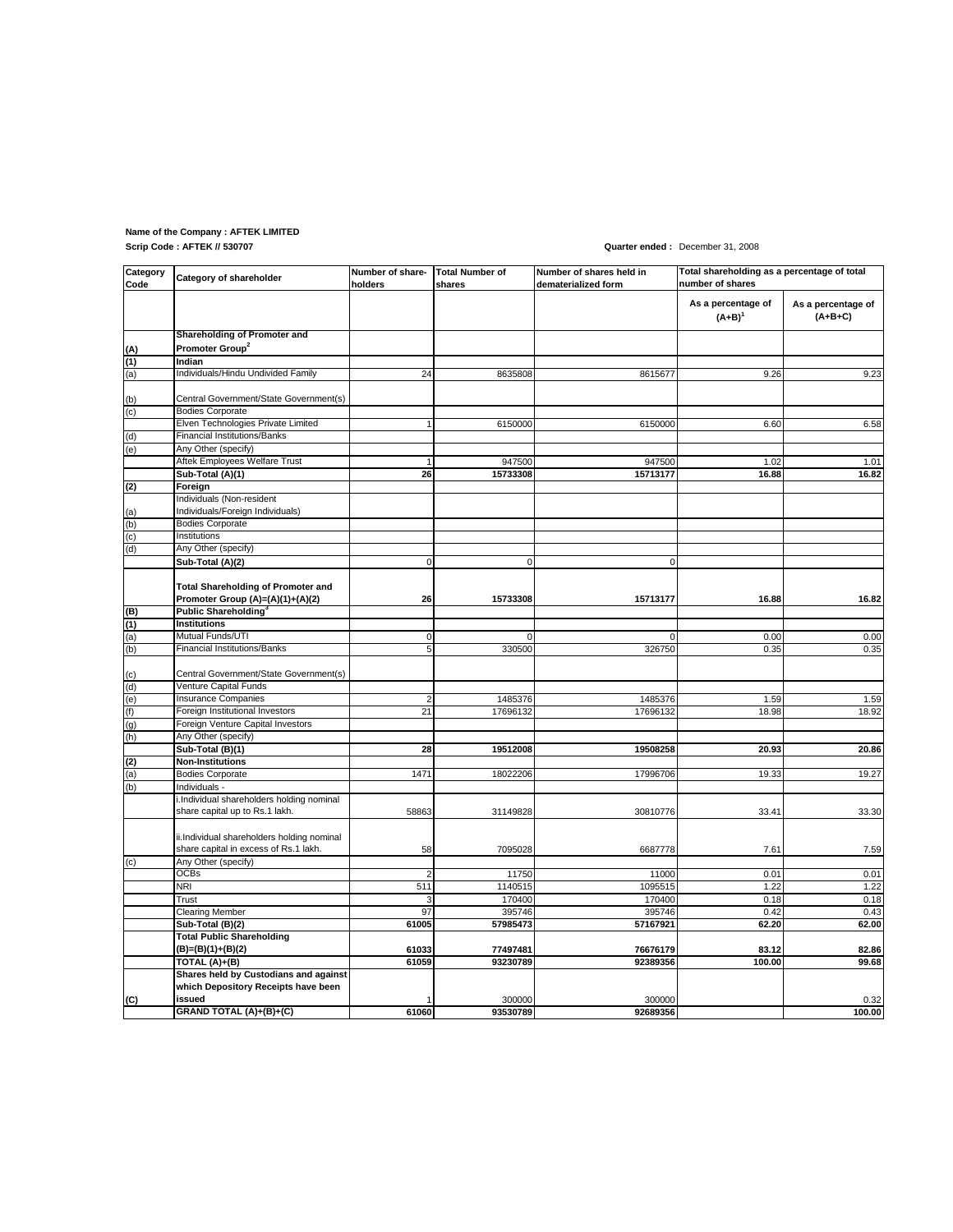**Name of the Company : AFTEK LIMITED**

**Scrip Code : AFTEK // 530707**

**Quarter ended :** December 31, 2008

| Category Code | Category of shareholder | Number of share-holders | Total Number of shares | Number of shares held in dematerialized form | Total shareholding as a percentage of total number of shares | |
|---|---|---|---|---|---|---|
| | | | | | As a percentage of (A+B)[1] | As a percentage of (A+B+C) |
| (A) | **Shareholding of Promoter and Promoter Group[2]** | | | | | |
| (1) | **Indian** | | | | | |
| (a) | Individuals/Hindu Undivided Family | 24 | 8635808 | 8615677 | 9.26 | 9.23 |
| (b) | Central Government/State Government(s) | | | | | |
| (c) | Bodies Corporate | | | | | |
| | Elven Technologies Private Limited | 1 | 6150000 | 6150000 | 6.60 | 6.58 |
| (d) | Financial Institutions/Banks | | | | | |
| (e) | Any Other (specify) | | | | | |
| | Aftek Employees Welfare Trust | 1 | 947500 | 947500 | 1.02 | 1.01 |
| | **Sub-Total (A)(1)** | **26** | **15733308** | **15713177** | **16.88** | **16.82** |
| (2) | **Foreign** | | | | | |
| (a) | Individuals (Non-resident Individuals/Foreign Individuals) | | | | | |
| (b) | Bodies Corporate | | | | | |
| (c) | Institutions | | | | | |
| (d) | Any Other (specify) | | | | | |
| | **Sub-Total (A)(2)** | 0 | 0 | 0 | | |
| | **Total Shareholding of Promoter and Promoter Group (A)=(A)(1)+(A)(2)** | **26** | **15733308** | **15713177** | **16.88** | **16.82** |
| (B) | **Public Shareholding[3]** | | | | | |
| (1) | **Institutions** | | | | | |
| (a) | Mutual Funds/UTI | 0 | 0 | 0 | 0.00 | 0.00 |
| (b) | Financial Institutions/Banks | 5 | 330500 | 326750 | 0.35 | 0.35 |
| (c) | Central Government/State Government(s) | | | | | |
| (d) | Venture Capital Funds | | | | | |
| (e) | Insurance Companies | 2 | 1485376 | 1485376 | 1.59 | 1.59 |
| (f) | Foreign Institutional Investors | 21 | 17696132 | 17696132 | 18.98 | 18.92 |
| (g) | Foreign Venture Capital Investors | | | | | |
| (h) | Any Other (specify) | | | | | |
| | **Sub-Total (B)(1)** | **28** | **19512008** | **19508258** | **20.93** | **20.86** |
| (2) | **Non-Institutions** | | | | | |
| (a) | Bodies Corporate | 1471 | 18022206 | 17996706 | 19.33 | 19.27 |
| (b) | Individuals - | | | | | |
| | i.Individual shareholders holding nominal share capital up to Rs.1 lakh. | 58863 | 31149828 | 30810776 | 33.41 | 33.30 |
| | ii.Individual shareholders holding nominal share capital in excess of Rs.1 lakh. | 58 | 7095028 | 6687778 | 7.61 | 7.59 |
| (c) | Any Other (specify) | | | | | |
| | OCBs | 2 | 11750 | 11000 | 0.01 | 0.01 |
| | NRI | 511 | 1140515 | 1095515 | 1.22 | 1.22 |
| | Trust | 3 | 170400 | 170400 | 0.18 | 0.18 |
| | Clearing Member | 97 | 395746 | 395746 | 0.42 | 0.43 |
| | **Sub-Total (B)(2)** | **61005** | **57985473** | **57167921** | **62.20** | **62.00** |
| | **Total Public Shareholding (B)=(B)(1)+(B)(2)** | **61033** | **77497481** | **76676179** | **83.12** | **82.86** |
| | **TOTAL (A)+(B)** | **61059** | **93230789** | **92389356** | **100.00** | **99.68** |
| (C) | **Shares held by Custodians and against which Depository Receipts have been issued** | 1 | 300000 | 300000 | | 0.32 |
| | **GRAND TOTAL (A)+(B)+(C)** | **61060** | **93530789** | **92689356** | | **100.00** |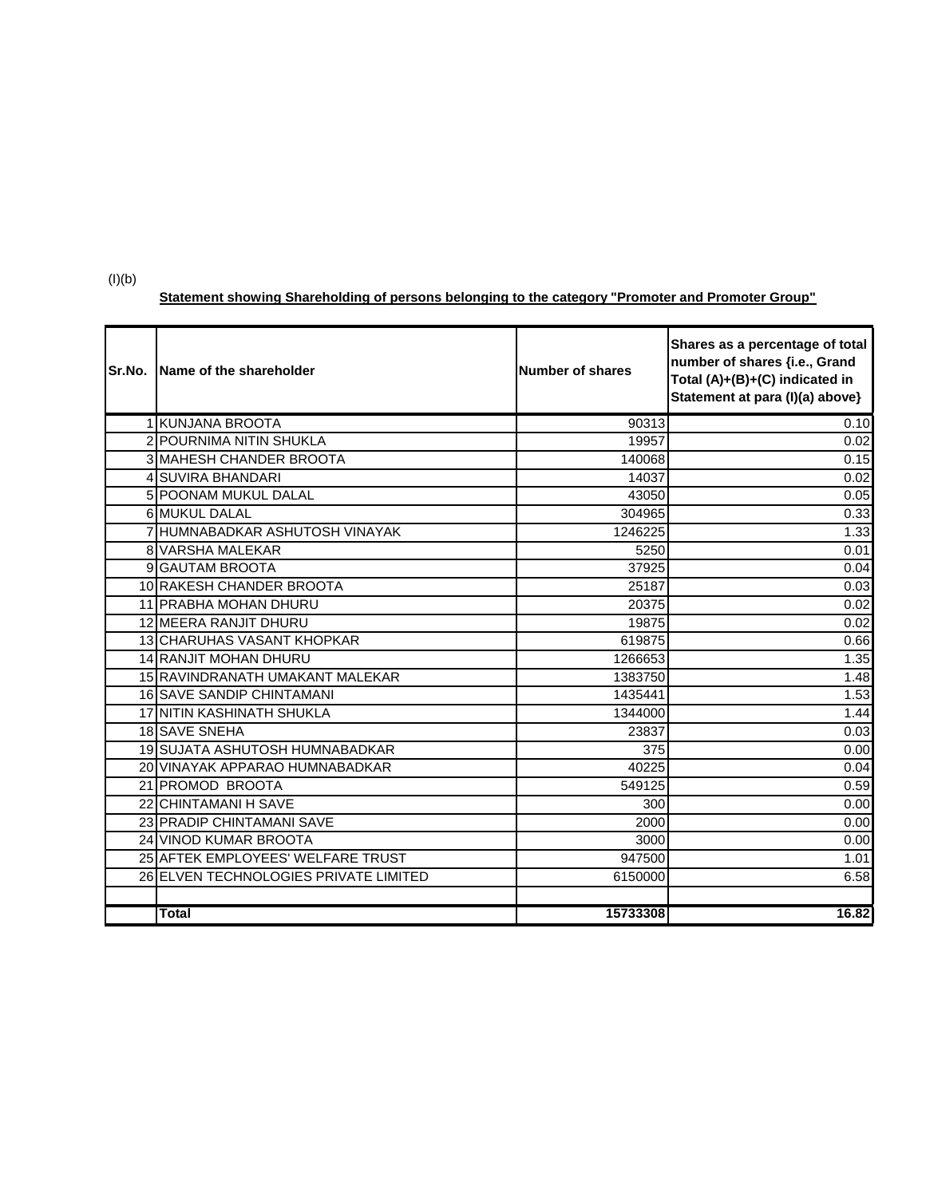(I)(b)

**Statement showing Shareholding of persons belonging to the category "Promoter and Promoter Group"**

| Sr.No. | Name of the shareholder | Number of shares | Shares as a percentage of total number of shares {i.e., Grand Total (A)+(B)+(C) indicated in Statement at para (I)(a) above} |
|---|---|---|---|
| 1 | KUNJANA BROOTA | 90313 | 0.10 |
| 2 | POURNIMA NITIN SHUKLA | 19957 | 0.02 |
| 3 | MAHESH CHANDER BROOTA | 140068 | 0.15 |
| 4 | SUVIRA BHANDARI | 14037 | 0.02 |
| 5 | POONAM MUKUL DALAL | 43050 | 0.05 |
| 6 | MUKUL DALAL | 304965 | 0.33 |
| 7 | HUMNABADKAR ASHUTOSH VINAYAK | 1246225 | 1.33 |
| 8 | VARSHA MALEKAR | 5250 | 0.01 |
| 9 | GAUTAM BROOTA | 37925 | 0.04 |
| 10 | RAKESH CHANDER BROOTA | 25187 | 0.03 |
| 11 | PRABHA MOHAN DHURU | 20375 | 0.02 |
| 12 | MEERA RANJIT DHURU | 19875 | 0.02 |
| 13 | CHARUHAS VASANT KHOPKAR | 619875 | 0.66 |
| 14 | RANJIT MOHAN DHURU | 1266653 | 1.35 |
| 15 | RAVINDRANATH UMAKANT MALEKAR | 1383750 | 1.48 |
| 16 | SAVE SANDIP CHINTAMANI | 1435441 | 1.53 |
| 17 | NITIN KASHINATH SHUKLA | 1344000 | 1.44 |
| 18 | SAVE SNEHA | 23837 | 0.03 |
| 19 | SUJATA ASHUTOSH HUMNABADKAR | 375 | 0.00 |
| 20 | VINAYAK APPARAO HUMNABADKAR | 40225 | 0.04 |
| 21 | PROMOD BROOTA | 549125 | 0.59 |
| 22 | CHINTAMANI H SAVE | 300 | 0.00 |
| 23 | PRADIP CHINTAMANI SAVE | 2000 | 0.00 |
| 24 | VINOD KUMAR BROOTA | 3000 | 0.00 |
| 25 | AFTEK EMPLOYEES' WELFARE TRUST | 947500 | 1.01 |
| 26 | ELVEN TECHNOLOGIES PRIVATE LIMITED | 6150000 | 6.58 |
| | | | |
| | **Total** | **15733308** | **16.82** |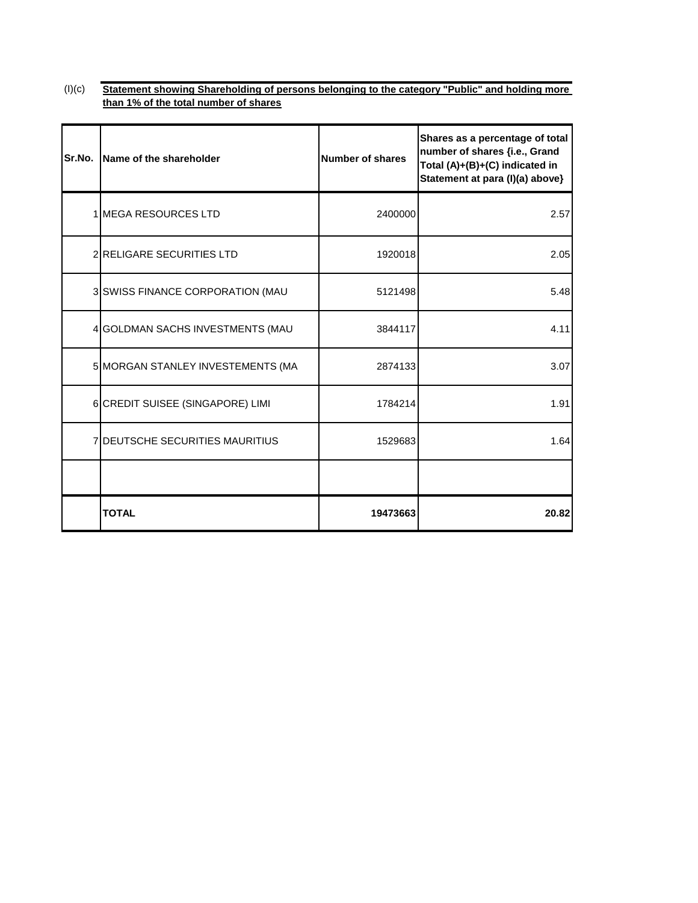(I)(c) **Statement showing Shareholding of persons belonging to the category "Public" and holding more than 1% of the total number of shares**

| Sr.No. | Name of the shareholder | Number of shares | Shares as a percentage of total number of shares {i.e., Grand Total (A)+(B)+(C) indicated in Statement at para (I)(a) above} |
|---|---|---|---|
| 1 | MEGA RESOURCES LTD | 2400000 | 2.57 |
| 2 | RELIGARE SECURITIES LTD | 1920018 | 2.05 |
| 3 | SWISS FINANCE CORPORATION (MAU | 5121498 | 5.48 |
| 4 | GOLDMAN SACHS INVESTMENTS (MAU | 3844117 | 4.11 |
| 5 | MORGAN STANLEY INVESTEMENTS (MA | 2874133 | 3.07 |
| 6 | CREDIT SUISEE (SINGAPORE) LIMI | 1784214 | 1.91 |
| 7 | DEUTSCHE SECURITIES MAURITIUS | 1529683 | 1.64 |
| | | | |
| | **TOTAL** | **19473663** | **20.82** |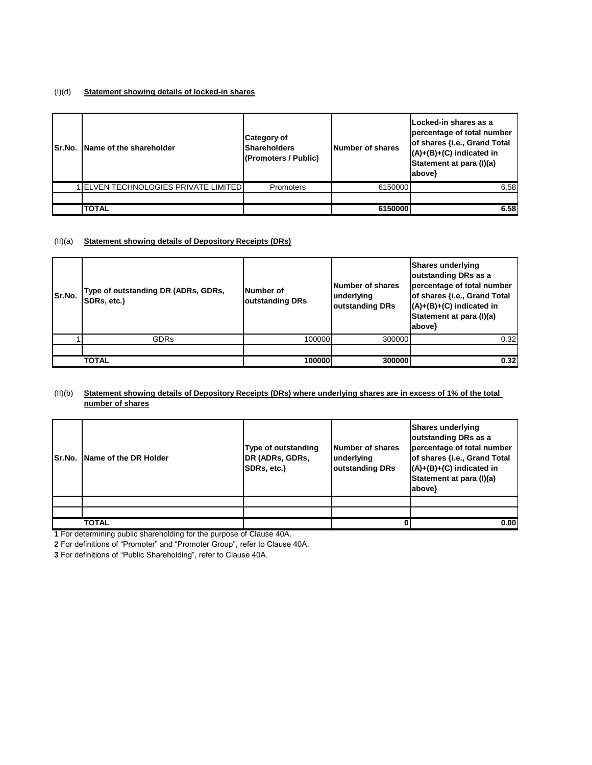(I)(d) **Statement showing details of locked-in shares**

| Sr.No. | Name of the shareholder | Category of Shareholders (Promoters / Public) | Number of shares | Locked-in shares as a percentage of total number of shares {i.e., Grand Total (A)+(B)+(C) indicated in Statement at para (I)(a) above} |
|---|---|---|---|---|
| 1 | ELVEN TECHNOLOGIES PRIVATE LIMITED | Promoters | 6150000 | 6.58 |
| | | | | |
| | **TOTAL** | | **6150000** | **6.58** |

(II)(a) **Statement showing details of Depository Receipts (DRs)**

| Sr.No. | Type of outstanding DR (ADRs, GDRs, SDRs, etc.) | Number of outstanding DRs | Number of shares underlying outstanding DRs | Shares underlying outstanding DRs as a percentage of total number of shares {i.e., Grand Total (A)+(B)+(C) indicated in Statement at para (I)(a) above} |
|---|---|---|---|---|
| 1 | GDRs | 100000 | 300000 | 0.32 |
| | | | | |
| | **TOTAL** | **100000** | **300000** | **0.32** |

(II)(b) **Statement showing details of Depository Receipts (DRs) where underlying shares are in excess of 1% of the total number of shares**

| Sr.No. | Name of the DR Holder | Type of outstanding DR (ADRs, GDRs, SDRs, etc.) | Number of shares underlying outstanding DRs | Shares underlying outstanding DRs as a percentage of total number of shares {i.e., Grand Total (A)+(B)+(C) indicated in Statement at para (I)(a) above} |
|---|---|---|---|---|
| | | | | |
| | | | | |
| | **TOTAL** | | **0** | **0.00** |

**1** For determining public shareholding for the purpose of Clause 40A.

**2** For definitions of "Promoter" and "Promoter Group", refer to Clause 40A.

**3** For definitions of "Public Shareholding", refer to Clause 40A.